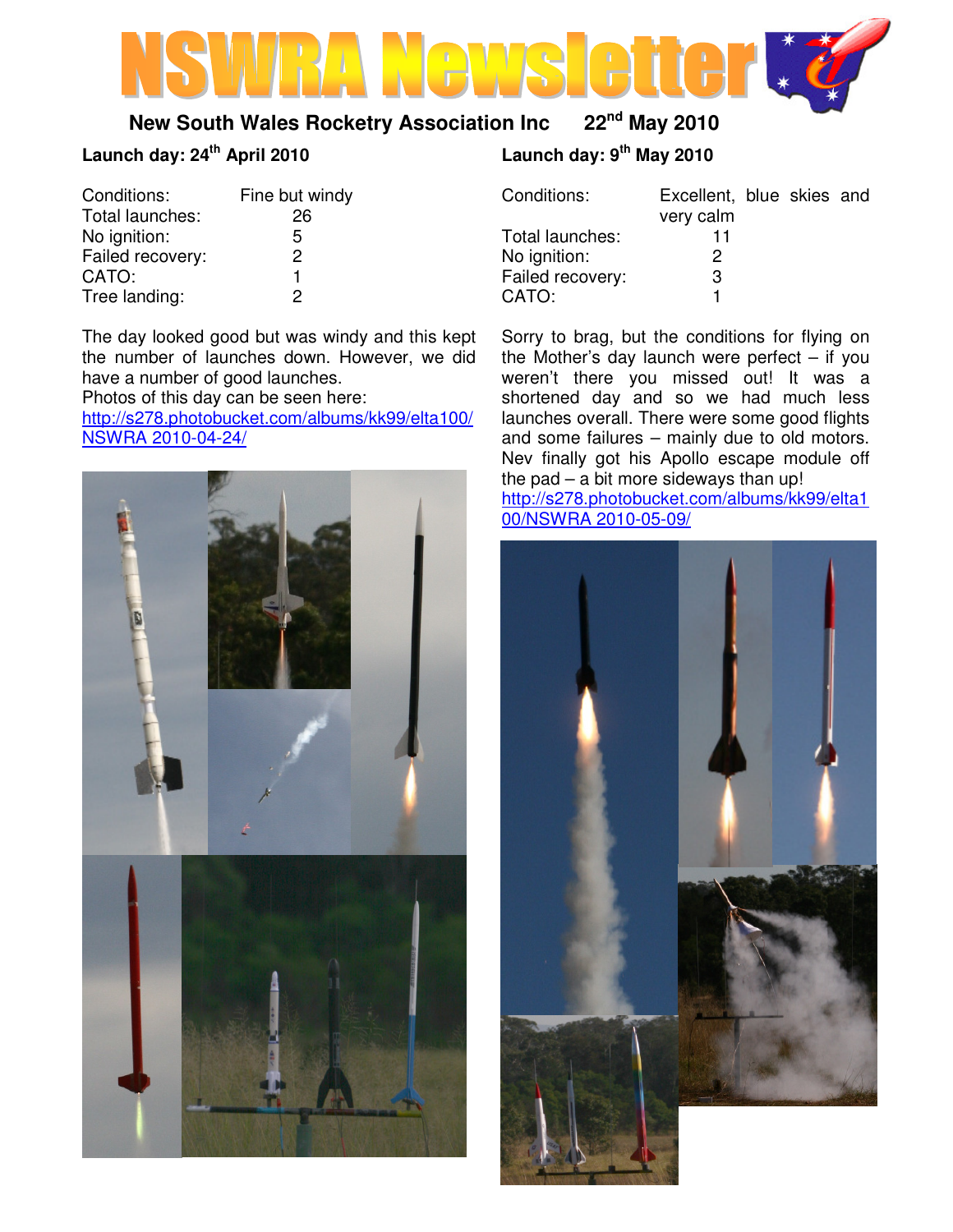# NSWRA Newsletter

**New South Wales Rocketry Association Inc** **22nd May 2010**

## Launch day: 24th April 2010

| Conditions: | Fine but windy |
|---|---|
| Total launches: | 26 |
| No ignition: | 5 |
| Failed recovery: | 2 |
| CATO: | 1 |
| Tree landing: | 2 |

The day looked good but was windy and this kept the number of launches down. However, we did have a number of good launches.
Photos of this day can be seen here:
http://s278.photobucket.com/albums/kk99/elta100/NSWRA 2010-04-24/

## Launch day: 9th May 2010

| Conditions: | Excellent, blue skies and very calm |
|---|---|
| Total launches: | 11 |
| No ignition: | 2 |
| Failed recovery: | 3 |
| CATO: | 1 |

Sorry to brag, but the conditions for flying on the Mother's day launch were perfect – if you weren't there you missed out! It was a shortened day and so we had much less launches overall. There were some good flights and some failures – mainly due to old motors. Nev finally got his Apollo escape module off the pad – a bit more sideways than up!
http://s278.photobucket.com/albums/kk99/elta100/NSWRA 2010-05-09/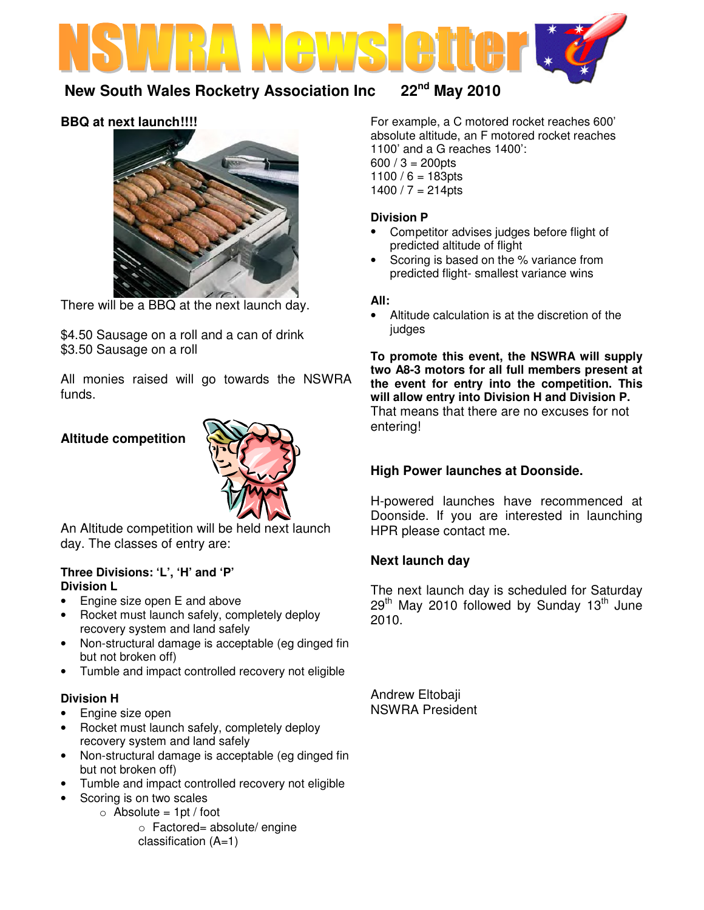# NSWRA Newsletter

**New South Wales Rocketry Association Inc 22nd May 2010**

**BBQ at next launch!!!!**

There will be a BBQ at the next launch day.

$4.50 Sausage on a roll and a can of drink
$3.50 Sausage on a roll

All monies raised will go towards the NSWRA funds.

**Altitude competition**

An Altitude competition will be held next launch day. The classes of entry are:

**Three Divisions: 'L', 'H' and 'P'**
**Division L**

- Engine size open E and above
- Rocket must launch safely, completely deploy recovery system and land safely
- Non-structural damage is acceptable (eg dinged fin but not broken off)
- Tumble and impact controlled recovery not eligible

**Division H**

- Engine size open
- Rocket must launch safely, completely deploy recovery system and land safely
- Non-structural damage is acceptable (eg dinged fin but not broken off)
- Tumble and impact controlled recovery not eligible
- Scoring is on two scales
  - Absolute = 1pt / foot
    - Factored= absolute/ engine classification (A=1)

For example, a C motored rocket reaches 600' absolute altitude, an F motored rocket reaches 1100' and a G reaches 1400':
600 / 3 = 200pts
1100 / 6 = 183pts
1400 / 7 = 214pts

**Division P**

- Competitor advises judges before flight of predicted altitude of flight
- Scoring is based on the % variance from predicted flight- smallest variance wins

**All:**

- Altitude calculation is at the discretion of the judges

**To promote this event, the NSWRA will supply two A8-3 motors for all full members present at the event for entry into the competition. This will allow entry into Division H and Division P.** That means that there are no excuses for not entering!

**High Power launches at Doonside.**

H-powered launches have recommenced at Doonside. If you are interested in launching HPR please contact me.

**Next launch day**

The next launch day is scheduled for Saturday 29th May 2010 followed by Sunday 13th June 2010.

Andrew Eltobaji
NSWRA President